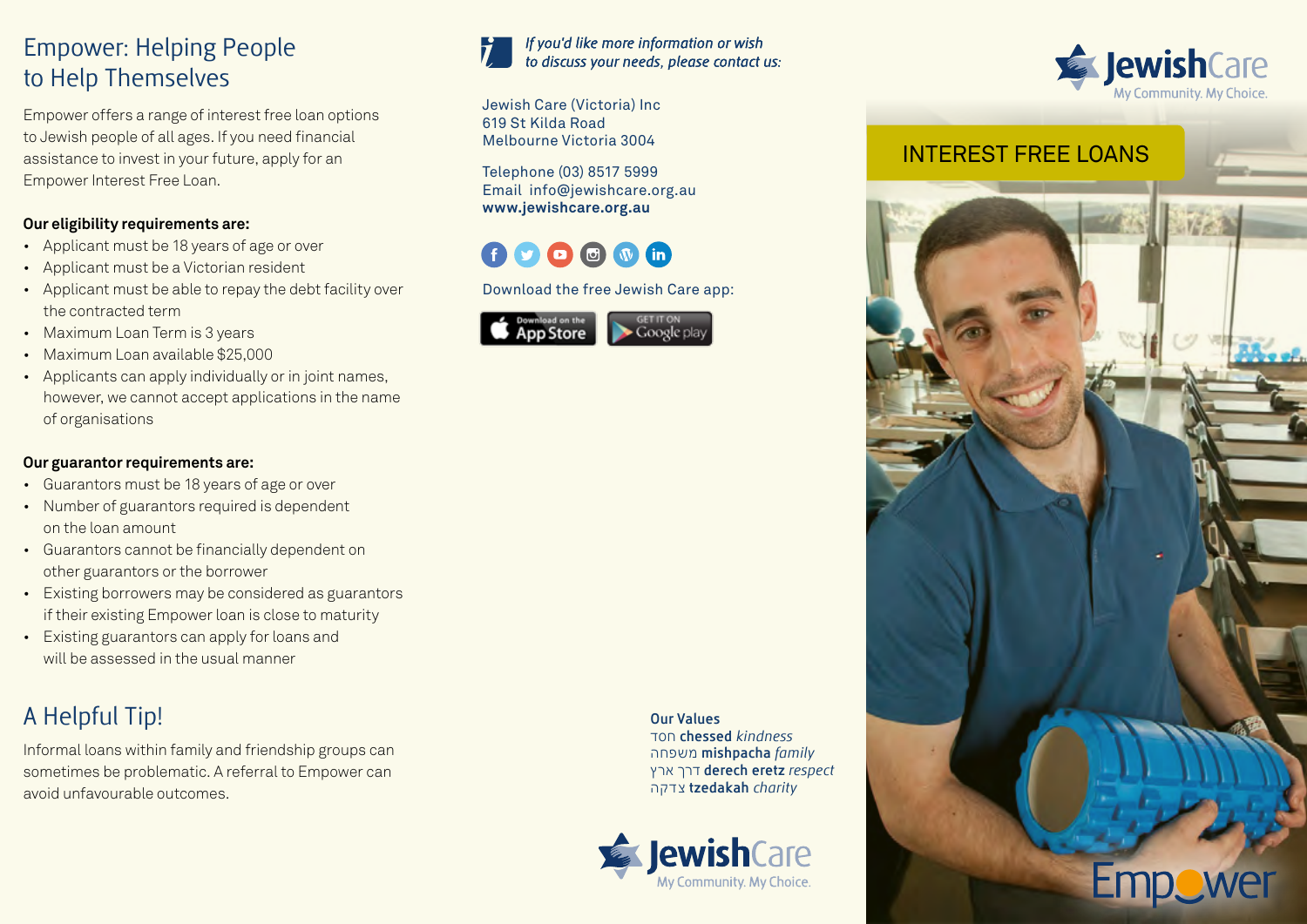# Empower: Helping People to Help Themselves

Empower offers a range of interest free loan options to Jewish people of all ages. If you need financial assistance to invest in your future, apply for an Empower Interest Free Loan.

**Our eligibility requirements are:**

- Applicant must be 18 years of age or over
- Applicant must be a Victorian resident
- Applicant must be able to repay the debt facility over the contracted term
- Maximum Loan Term is 3 years
- Maximum Loan available $25,000
- Applicants can apply individually or in joint names, however, we cannot accept applications in the name of organisations

**Our guarantor requirements are:**

- Guarantors must be 18 years of age or over
- Number of guarantors required is dependent on the loan amount
- Guarantors cannot be financially dependent on other guarantors or the borrower
- Existing borrowers may be considered as guarantors if their existing Empower loan is close to maturity
- Existing guarantors can apply for loans and will be assessed in the usual manner

## A Helpful Tip!

Informal loans within family and friendship groups can sometimes be problematic. A referral to Empower can avoid unfavourable outcomes.

*If you'd like more information or wish to discuss your needs, please contact us:*

Jewish Care (Victoria) Inc
619 St Kilda Road
Melbourne Victoria 3004

Telephone (03) 8517 5999
Email info@jewishcare.org.au
**www.jewishcare.org.au**

Download the free Jewish Care app:

Download on the App Store
GET IT ON Google play

**Our Values**
חסד **chessed** *kindness*
משפחה **mishpacha** *family*
דרך ארץ **derech eretz** *respect*
צדקה **tzedakah** *charity*

JewishCare
My Community. My Choice.

JewishCare
My Community. My Choice.

INTEREST FREE LOANS

Empower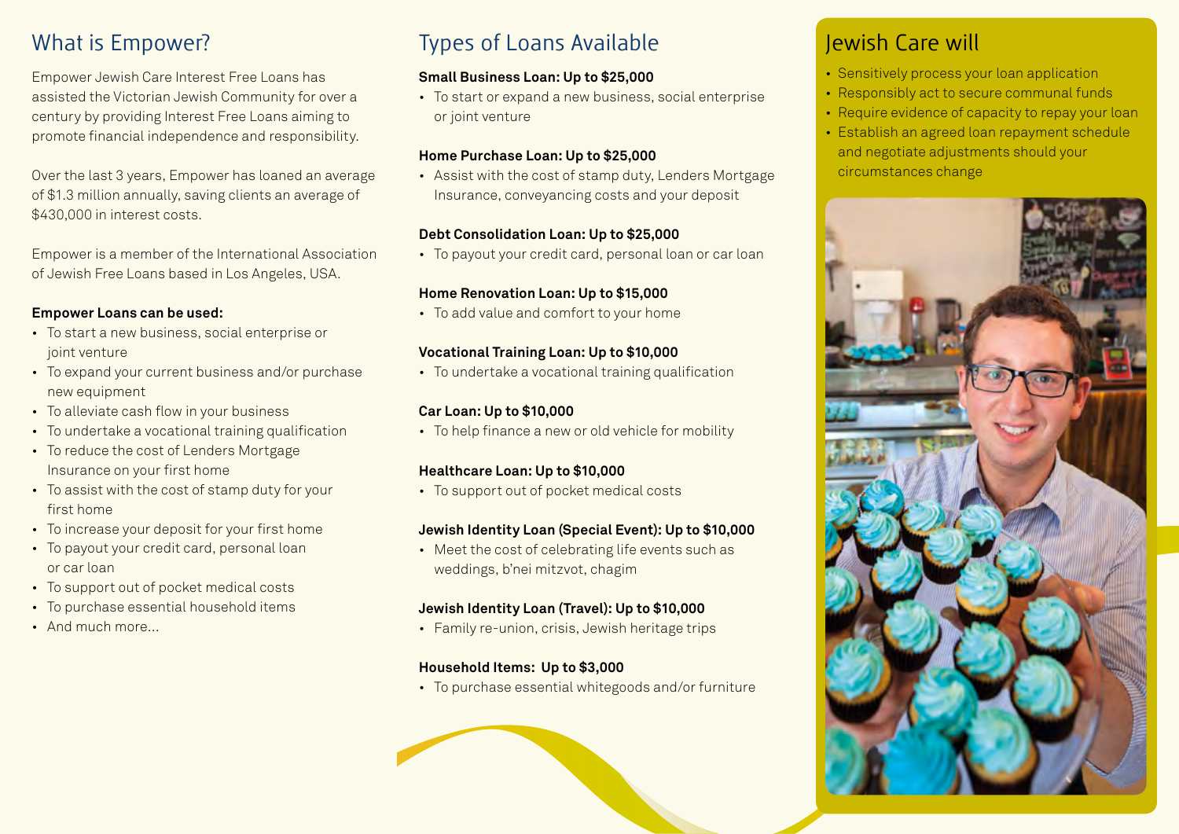## What is Empower?

Empower Jewish Care Interest Free Loans has assisted the Victorian Jewish Community for over a century by providing Interest Free Loans aiming to promote financial independence and responsibility.

Over the last 3 years, Empower has loaned an average of $1.3 million annually, saving clients an average of $430,000 in interest costs.

Empower is a member of the International Association of Jewish Free Loans based in Los Angeles, USA.

**Empower Loans can be used:**

- To start a new business, social enterprise or joint venture
- To expand your current business and/or purchase new equipment
- To alleviate cash flow in your business
- To undertake a vocational training qualification
- To reduce the cost of Lenders Mortgage Insurance on your first home
- To assist with the cost of stamp duty for your first home
- To increase your deposit for your first home
- To payout your credit card, personal loan or car loan
- To support out of pocket medical costs
- To purchase essential household items
- And much more...

## Types of Loans Available

**Small Business Loan: Up to $25,000**

- To start or expand a new business, social enterprise or joint venture

**Home Purchase Loan: Up to $25,000**

- Assist with the cost of stamp duty, Lenders Mortgage Insurance, conveyancing costs and your deposit

**Debt Consolidation Loan: Up to $25,000**

- To payout your credit card, personal loan or car loan

**Home Renovation Loan: Up to $15,000**

- To add value and comfort to your home

**Vocational Training Loan: Up to $10,000**

- To undertake a vocational training qualification

**Car Loan: Up to $10,000**

- To help finance a new or old vehicle for mobility

**Healthcare Loan: Up to $10,000**

- To support out of pocket medical costs

**Jewish Identity Loan (Special Event): Up to $10,000**

- Meet the cost of celebrating life events such as weddings, b'nei mitzvot, chagim

**Jewish Identity Loan (Travel): Up to $10,000**

- Family re-union, crisis, Jewish heritage trips

**Household Items: Up to $3,000**

- To purchase essential whitegoods and/or furniture

## Jewish Care will

- Sensitively process your loan application
- Responsibly act to secure communal funds
- Require evidence of capacity to repay your loan
- Establish an agreed loan repayment schedule and negotiate adjustments should your circumstances change